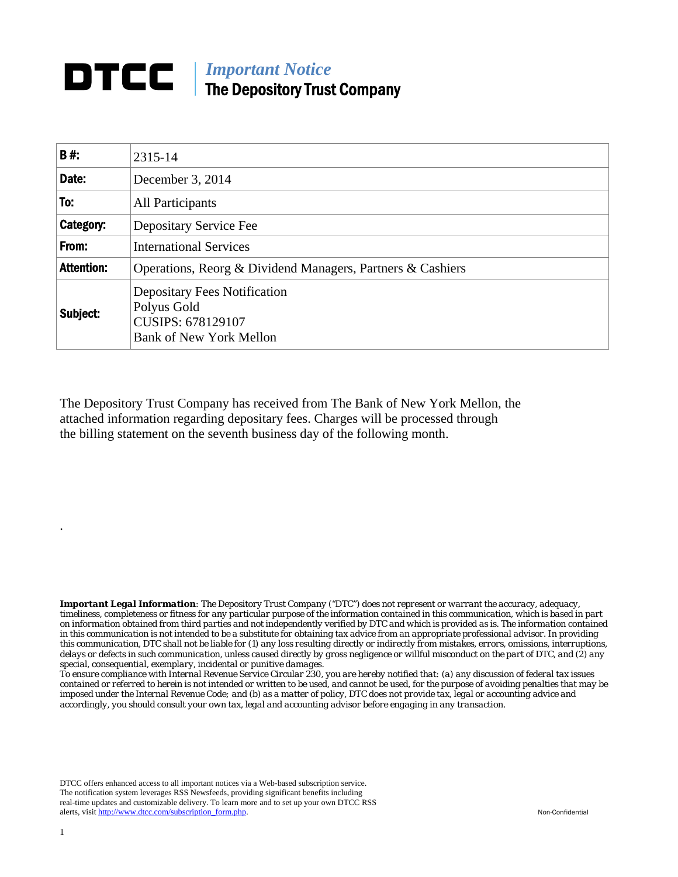# DTCC | *Important Notice*
## The Depository Trust Company

| **B #:** | 2315-14 |
|---|---|
| **Date:** | December 3, 2014 |
| **To:** | All Participants |
| **Category:** | Depositary Service Fee |
| **From:** | International Services |
| **Attention:** | Operations, Reorg & Dividend Managers, Partners & Cashiers |
| **Subject:** | Depositary Fees Notification<br>Polyus Gold<br>CUSIPS: 678129107<br>Bank of New York Mellon |

The Depository Trust Company has received from The Bank of New York Mellon, the attached information regarding depositary fees. Charges will be processed through the billing statement on the seventh business day of the following month.

.

***Important Legal Information**: The Depository Trust Company ("DTC") does not represent or warrant the accuracy, adequacy, timeliness, completeness or fitness for any particular purpose of the information contained in this communication, which is based in part on information obtained from third parties and not independently verified by DTC and which is provided as is. The information contained in this communication is not intended to be a substitute for obtaining tax advice from an appropriate professional advisor. In providing this communication, DTC shall not be liable for (1) any loss resulting directly or indirectly from mistakes, errors, omissions, interruptions, delays or defects in such communication, unless caused directly by gross negligence or willful misconduct on the part of DTC, and (2) any special, consequential, exemplary, incidental or punitive damages.*

*To ensure compliance with Internal Revenue Service Circular 230, you are hereby notified that: (a) any discussion of federal tax issues contained or referred to herein is not intended or written to be used, and cannot be used, for the purpose of avoiding penalties that may be imposed under the Internal Revenue Code; and (b) as a matter of policy, DTC does not provide tax, legal or accounting advice and accordingly, you should consult your own tax, legal and accounting advisor before engaging in any transaction.*

DTCC offers enhanced access to all important notices via a Web-based subscription service. The notification system leverages RSS Newsfeeds, providing significant benefits including real-time updates and customizable delivery. To learn more and to set up your own DTCC RSS alerts, visit http://www.dtcc.com/subscription_form.php.

Non-Confidential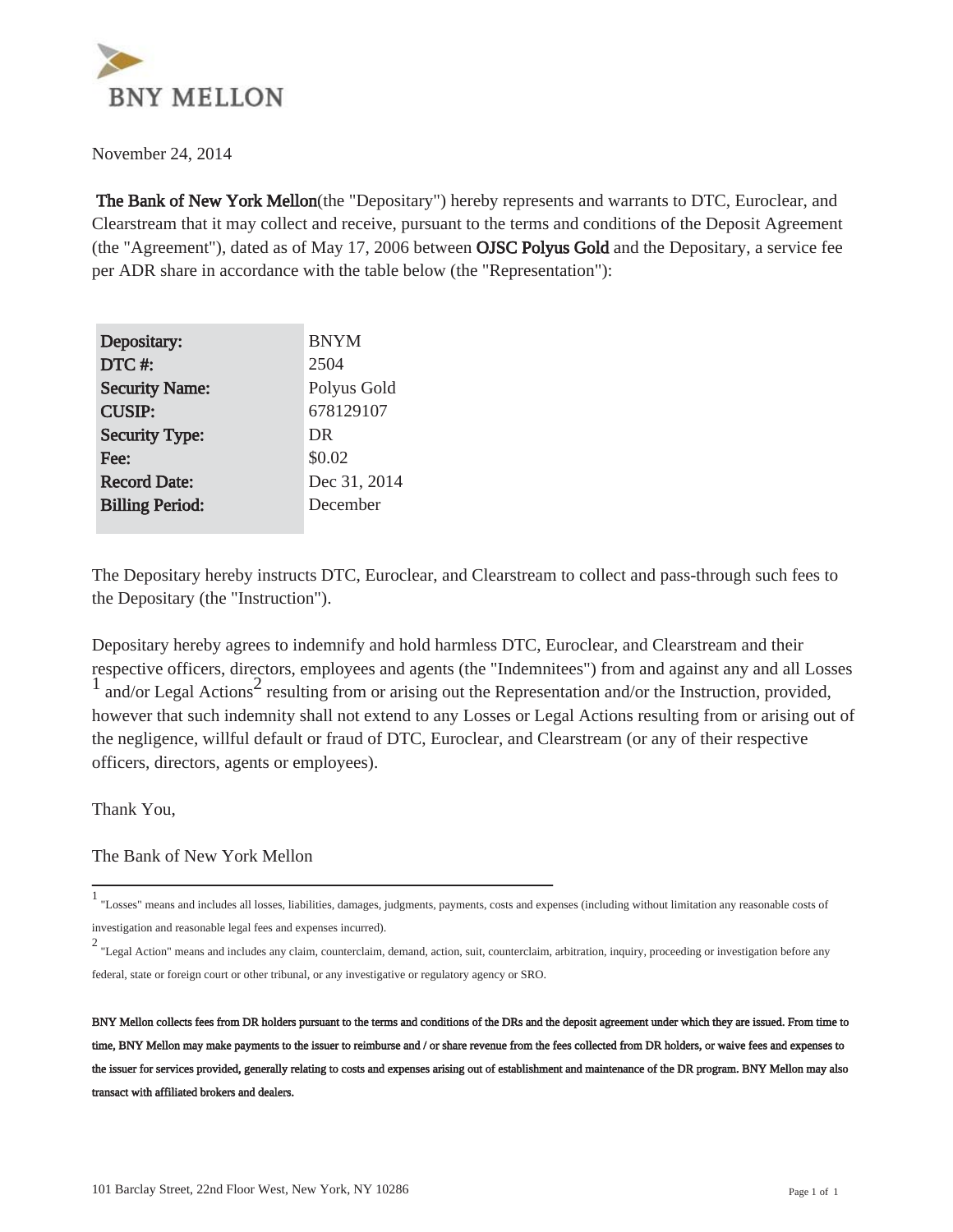BNY MELLON

November 24, 2014

**The Bank of New York Mellon** (the "Depositary") hereby represents and warrants to DTC, Euroclear, and Clearstream that it may collect and receive, pursuant to the terms and conditions of the Deposit Agreement (the "Agreement"), dated as of May 17, 2006 between **OJSC Polyus Gold** and the Depositary, a service fee per ADR share in accordance with the table below (the "Representation"):

| | |
|---|---|
| **Depositary:** | BNYM |
| **DTC #:** | 2504 |
| **Security Name:** | Polyus Gold |
| **CUSIP:** | 678129107 |
| **Security Type:** | DR |
| **Fee:** | $0.02 |
| **Record Date:** | Dec 31, 2014 |
| **Billing Period:** | December |

The Depositary hereby instructs DTC, Euroclear, and Clearstream to collect and pass-through such fees to the Depositary (the "Instruction").

Depositary hereby agrees to indemnify and hold harmless DTC, Euroclear, and Clearstream and their respective officers, directors, employees and agents (the "Indemnitees") from and against any and all Losses [1] and/or Legal Actions[2] resulting from or arising out the Representation and/or the Instruction, provided, however that such indemnity shall not extend to any Losses or Legal Actions resulting from or arising out of the negligence, willful default or fraud of DTC, Euroclear, and Clearstream (or any of their respective officers, directors, agents or employees).

Thank You,

The Bank of New York Mellon

---

[1] "Losses" means and includes all losses, liabilities, damages, judgments, payments, costs and expenses (including without limitation any reasonable costs of investigation and reasonable legal fees and expenses incurred).

[2] "Legal Action" means and includes any claim, counterclaim, demand, action, suit, counterclaim, arbitration, inquiry, proceeding or investigation before any federal, state or foreign court or other tribunal, or any investigative or regulatory agency or SRO.

**BNY Mellon collects fees from DR holders pursuant to the terms and conditions of the DRs and the deposit agreement under which they are issued. From time to time, BNY Mellon may make payments to the issuer to reimburse and / or share revenue from the fees collected from DR holders, or waive fees and expenses to the issuer for services provided, generally relating to costs and expenses arising out of establishment and maintenance of the DR program. BNY Mellon may also transact with affiliated brokers and dealers.**

101 Barclay Street, 22nd Floor West, New York, NY 10286